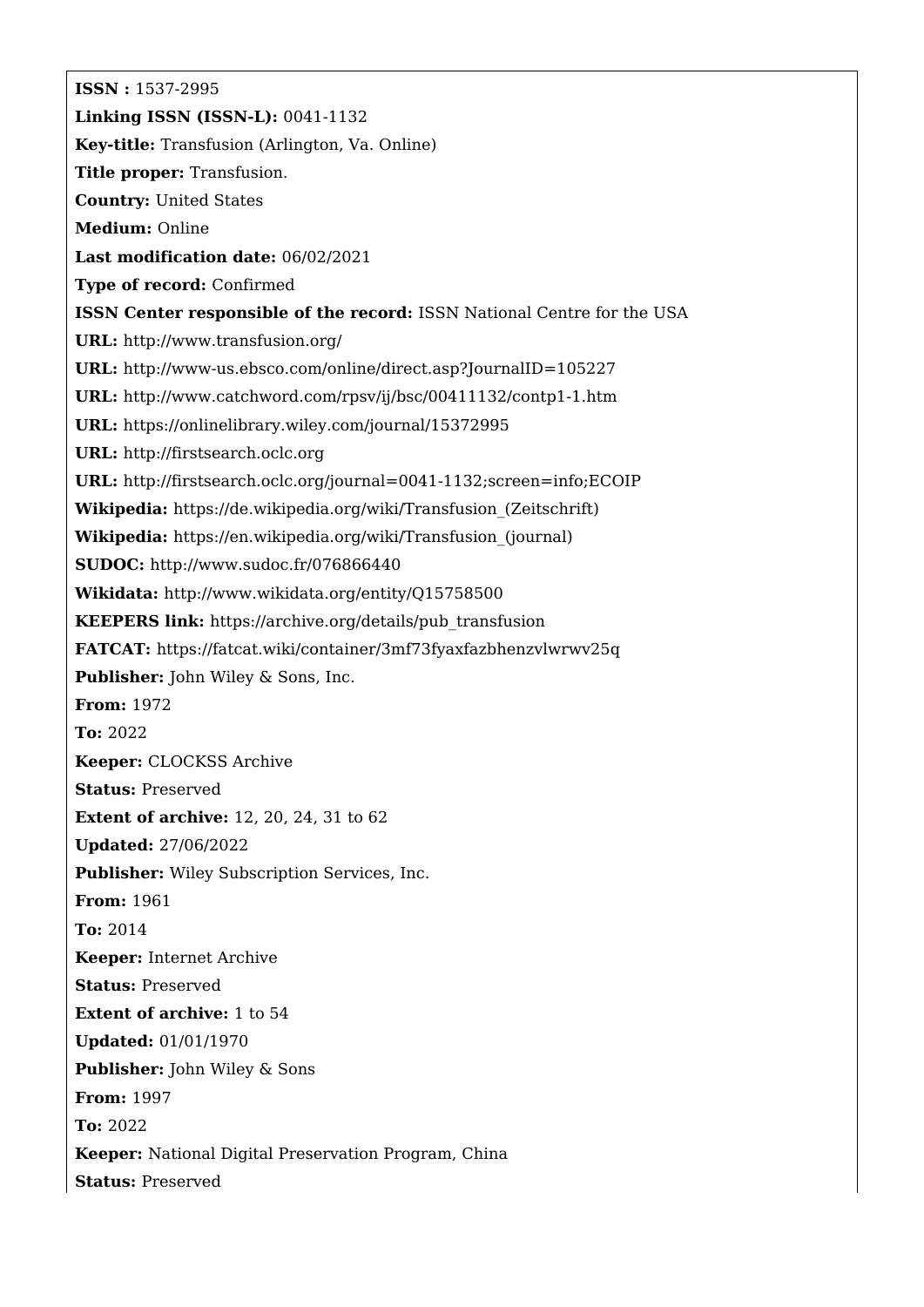**ISSN :** 1537-2995

**Linking ISSN (ISSN-L):** 0041-1132

**Key-title:** Transfusion (Arlington, Va. Online)

**Title proper:** Transfusion.

**Country:** United States

**Medium:** Online

**Last modification date:** 06/02/2021

**Type of record:** Confirmed

**ISSN Center responsible of the record:** ISSN National Centre for the USA

**URL:** http://www.transfusion.org/

**URL:** http://www-us.ebsco.com/online/direct.asp?JournalID=105227

**URL:** http://www.catchword.com/rpsv/ij/bsc/00411132/contp1-1.htm

**URL:** https://onlinelibrary.wiley.com/journal/15372995

**URL:** http://firstsearch.oclc.org

**URL:** http://firstsearch.oclc.org/journal=0041-1132;screen=info;ECOIP

**Wikipedia:** https://de.wikipedia.org/wiki/Transfusion_(Zeitschrift)

**Wikipedia:** https://en.wikipedia.org/wiki/Transfusion_(journal)

**SUDOC:** http://www.sudoc.fr/076866440

**Wikidata:** http://www.wikidata.org/entity/Q15758500

**KEEPERS link:** https://archive.org/details/pub_transfusion

**FATCAT:** https://fatcat.wiki/container/3mf73fyaxfazbhenzvlwrwv25q

**Publisher:** John Wiley & Sons, Inc.

**From:** 1972

**To:** 2022

**Keeper:** CLOCKSS Archive

**Status:** Preserved

**Extent of archive:** 12, 20, 24, 31 to 62

**Updated:** 27/06/2022

**Publisher:** Wiley Subscription Services, Inc.

**From:** 1961

**To:** 2014

**Keeper:** Internet Archive

**Status:** Preserved

**Extent of archive:** 1 to 54

**Updated:** 01/01/1970

**Publisher:** John Wiley & Sons

**From:** 1997

**To:** 2022

**Keeper:** National Digital Preservation Program, China

**Status:** Preserved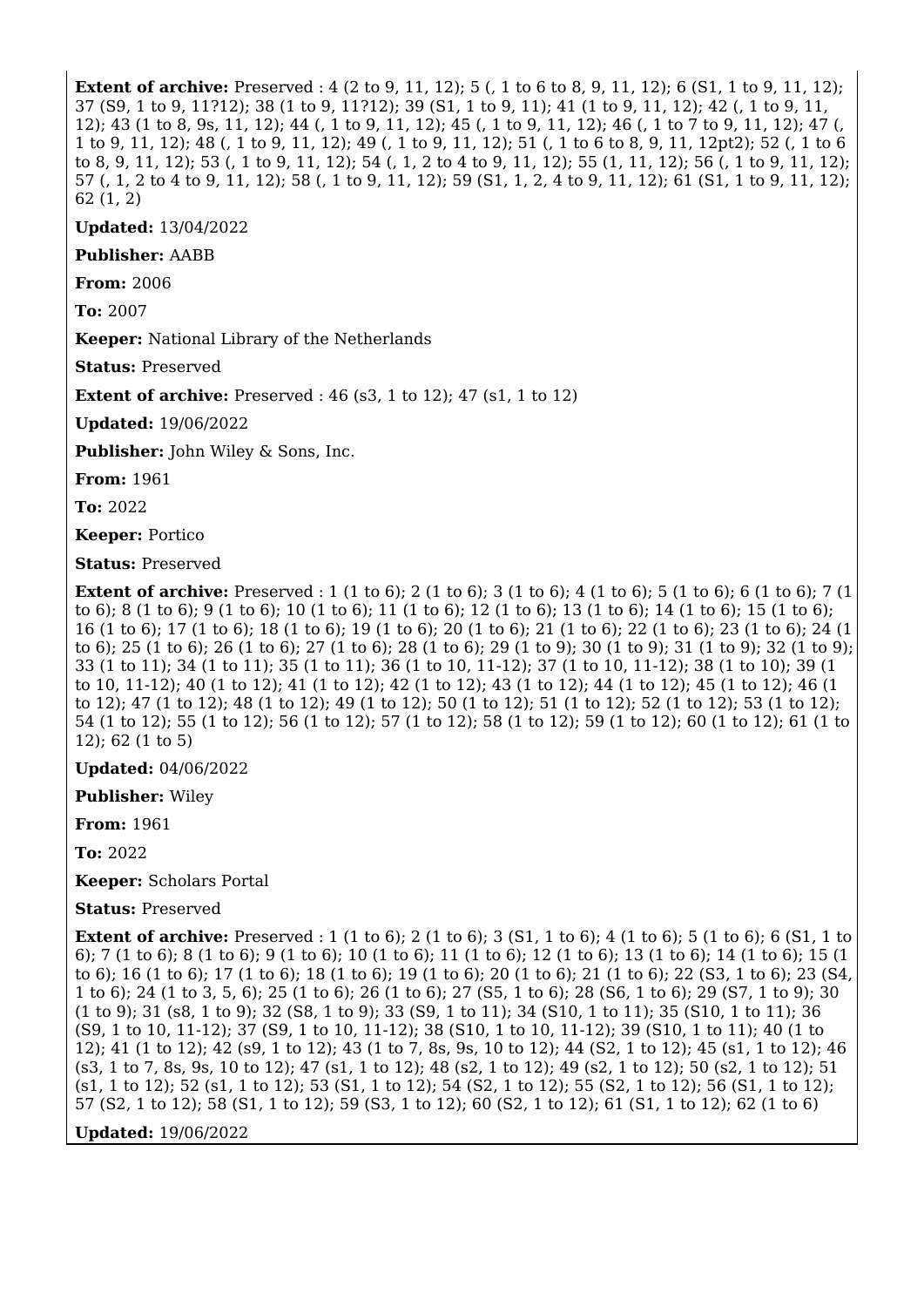**Extent of archive:** Preserved : 4 (2 to 9, 11, 12); 5 (, 1 to 6 to 8, 9, 11, 12); 6 (S1, 1 to 9, 11, 12); 37 (S9, 1 to 9, 11?12); 38 (1 to 9, 11?12); 39 (S1, 1 to 9, 11); 41 (1 to 9, 11, 12); 42 (, 1 to 9, 11, 12); 43 (1 to 8, 9s, 11, 12); 44 (, 1 to 9, 11, 12); 45 (, 1 to 9, 11, 12); 46 (, 1 to 7 to 9, 11, 12); 47 (, 1 to 9, 11, 12); 48 (, 1 to 9, 11, 12); 49 (, 1 to 9, 11, 12); 51 (, 1 to 6 to 8, 9, 11, 12pt2); 52 (, 1 to 6 to 8, 9, 11, 12); 53 (, 1 to 9, 11, 12); 54 (, 1, 2 to 4 to 9, 11, 12); 55 (1, 11, 12); 56 (, 1 to 9, 11, 12); 57 (, 1, 2 to 4 to 9, 11, 12); 58 (, 1 to 9, 11, 12); 59 (S1, 1, 2, 4 to 9, 11, 12); 61 (S1, 1 to 9, 11, 12); 62 (1, 2)

**Updated:** 13/04/2022

**Publisher:** AABB

**From:** 2006

**To:** 2007

**Keeper:** National Library of the Netherlands

**Status:** Preserved

**Extent of archive:** Preserved : 46 (s3, 1 to 12); 47 (s1, 1 to 12)

**Updated:** 19/06/2022

**Publisher:** John Wiley & Sons, Inc.

**From:** 1961

**To:** 2022

**Keeper:** Portico

**Status:** Preserved

**Extent of archive:** Preserved : 1 (1 to 6); 2 (1 to 6); 3 (1 to 6); 4 (1 to 6); 5 (1 to 6); 6 (1 to 6); 7 (1 to 6); 8 (1 to 6); 9 (1 to 6); 10 (1 to 6); 11 (1 to 6); 12 (1 to 6); 13 (1 to 6); 14 (1 to 6); 15 (1 to 6); 16 (1 to 6); 17 (1 to 6); 18 (1 to 6); 19 (1 to 6); 20 (1 to 6); 21 (1 to 6); 22 (1 to 6); 23 (1 to 6); 24 (1 to 6); 25 (1 to 6); 26 (1 to 6); 27 (1 to 6); 28 (1 to 6); 29 (1 to 9); 30 (1 to 9); 31 (1 to 9); 32 (1 to 9); 33 (1 to 11); 34 (1 to 11); 35 (1 to 11); 36 (1 to 10, 11-12); 37 (1 to 10, 11-12); 38 (1 to 10); 39 (1 to 10, 11-12); 40 (1 to 12); 41 (1 to 12); 42 (1 to 12); 43 (1 to 12); 44 (1 to 12); 45 (1 to 12); 46 (1 to 12); 47 (1 to 12); 48 (1 to 12); 49 (1 to 12); 50 (1 to 12); 51 (1 to 12); 52 (1 to 12); 53 (1 to 12); 54 (1 to 12); 55 (1 to 12); 56 (1 to 12); 57 (1 to 12); 58 (1 to 12); 59 (1 to 12); 60 (1 to 12); 61 (1 to 12); 62 (1 to 5)

**Updated:** 04/06/2022

**Publisher:** Wiley

**From:** 1961

**To:** 2022

**Keeper:** Scholars Portal

**Status:** Preserved

**Extent of archive:** Preserved : 1 (1 to 6); 2 (1 to 6); 3 (S1, 1 to 6); 4 (1 to 6); 5 (1 to 6); 6 (S1, 1 to 6); 7 (1 to 6); 8 (1 to 6); 9 (1 to 6); 10 (1 to 6); 11 (1 to 6); 12 (1 to 6); 13 (1 to 6); 14 (1 to 6); 15 (1 to 6); 16 (1 to 6); 17 (1 to 6); 18 (1 to 6); 19 (1 to 6); 20 (1 to 6); 21 (1 to 6); 22 (S3, 1 to 6); 23 (S4, 1 to 6); 24 (1 to 3, 5, 6); 25 (1 to 6); 26 (1 to 6); 27 (S5, 1 to 6); 28 (S6, 1 to 6); 29 (S7, 1 to 9); 30 (1 to 9); 31 (s8, 1 to 9); 32 (S8, 1 to 9); 33 (S9, 1 to 11); 34 (S10, 1 to 11); 35 (S10, 1 to 11); 36 (S9, 1 to 10, 11-12); 37 (S9, 1 to 10, 11-12); 38 (S10, 1 to 10, 11-12); 39 (S10, 1 to 11); 40 (1 to 12); 41 (1 to 12); 42 (s9, 1 to 12); 43 (1 to 7, 8s, 9s, 10 to 12); 44 (S2, 1 to 12); 45 (s1, 1 to 12); 46 (s3, 1 to 7, 8s, 9s, 10 to 12); 47 (s1, 1 to 12); 48 (s2, 1 to 12); 49 (s2, 1 to 12); 50 (s2, 1 to 12); 51 (s1, 1 to 12); 52 (s1, 1 to 12); 53 (S1, 1 to 12); 54 (S2, 1 to 12); 55 (S2, 1 to 12); 56 (S1, 1 to 12); 57 (S2, 1 to 12); 58 (S1, 1 to 12); 59 (S3, 1 to 12); 60 (S2, 1 to 12); 61 (S1, 1 to 12); 62 (1 to 6)

**Updated:** 19/06/2022